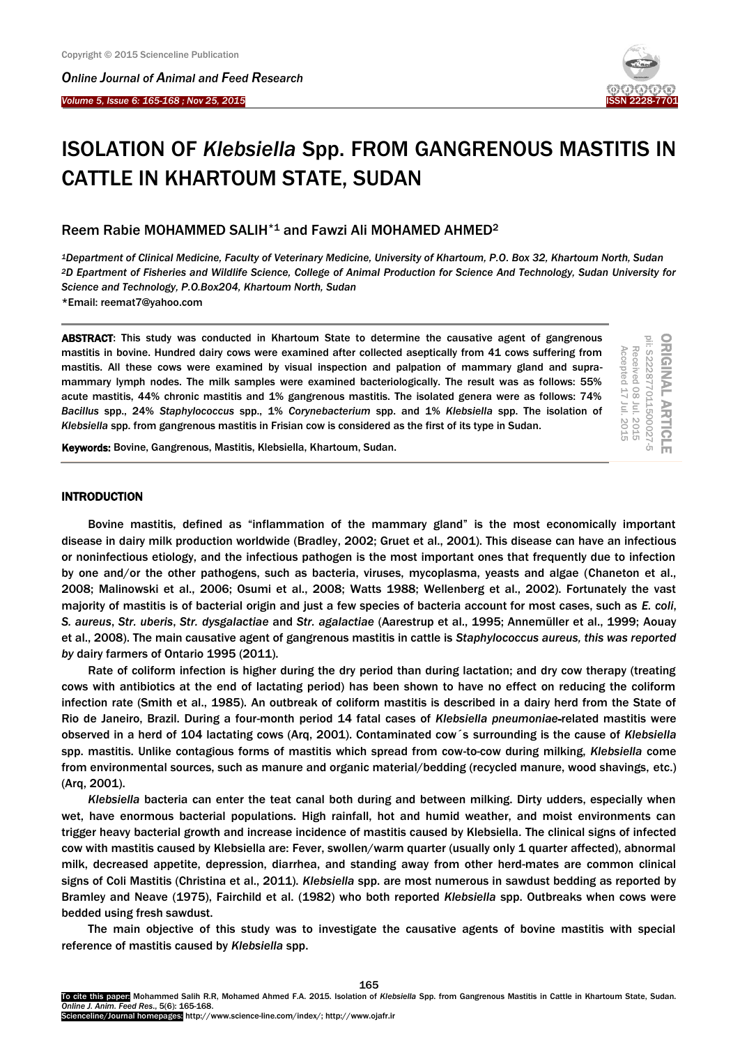# ISOLATION OF *Klebsiella* Spp. FROM GANGRENOUS MASTITIS IN CATTLE IN KHARTOUM STATE, SUDAN

Reem Rabie MOHAMMED SALIH*[1] and Fawzi Ali MOHAMED AHMED[2]

[1]*Department of Clinical Medicine, Faculty of Veterinary Medicine, University of Khartoum, P.O. Box 32, Khartoum North, Sudan*
[2]*D Epartment of Fisheries and Wildlife Science, College of Animal Production for Science And Technology, Sudan University for Science and Technology, P.O.Box204, Khartoum North, Sudan*
*Email: reemat7@yahoo.com

ORIGINAL ARTICLE
pii: S222877011500027-5
Received 08 Jul. 2015
Accepted 17 Jul. 2015

**ABSTRACT**: This study was conducted in Khartoum State to determine the causative agent of gangrenous mastitis in bovine. Hundred dairy cows were examined after collected aseptically from 41 cows suffering from mastitis. All these cows were examined by visual inspection and palpation of mammary gland and supra-mammary lymph nodes. The milk samples were examined bacteriologically. The result was as follows: 55% acute mastitis, 44% chronic mastitis and 1% gangrenous mastitis. The isolated genera were as follows: 74% *Bacillus* spp., 24% *Staphylococcus* spp., 1% *Corynebacterium* spp. and 1% *Klebsiella* spp. The isolation of *Klebsiella* spp. from gangrenous mastitis in Frisian cow is considered as the first of its type in Sudan.

**Keywords:** Bovine, Gangrenous, Mastitis, Klebsiella, Khartoum, Sudan.

## INTRODUCTION

Bovine mastitis, defined as "inflammation of the mammary gland" is the most economically important disease in dairy milk production worldwide (Bradley, 2002; Gruet et al., 2001). This disease can have an infectious or noninfectious etiology, and the infectious pathogen is the most important ones that frequently due to infection by one and/or the other pathogens, such as bacteria, viruses, mycoplasma, yeasts and algae (Chaneton et al., 2008; Malinowski et al., 2006; Osumi et al., 2008; Watts 1988; Wellenberg et al., 2002). Fortunately the vast majority of mastitis is of bacterial origin and just a few species of bacteria account for most cases, such as *E. coli*, *S. aureus*, *Str. uberis*, *Str. dysgalactiae* and *Str. agalactiae* (Aarestrup et al., 1995; Annemüller et al., 1999; Aouay et al., 2008). The main causative agent of gangrenous mastitis in cattle is *Staphylococcus aureus, this was reported by* dairy farmers of Ontario 1995 (2011).

Rate of coliform infection is higher during the dry period than during lactation; and dry cow therapy (treating cows with antibiotics at the end of lactating period) has been shown to have no effect on reducing the coliform infection rate (Smith et al., 1985). An outbreak of coliform mastitis is described in a dairy herd from the State of Rio de Janeiro, Brazil. During a four-month period 14 fatal cases of *Klebsiella pneumoniae*-related mastitis were observed in a herd of 104 lactating cows (Arq, 2001). Contaminated cow´s surrounding is the cause of *Klebsiella* spp. mastitis. Unlike contagious forms of mastitis which spread from cow-to-cow during milking, *Klebsiella* come from environmental sources, such as manure and organic material/bedding (recycled manure, wood shavings, etc.) (Arq, 2001).

*Klebsiella* bacteria can enter the teat canal both during and between milking. Dirty udders, especially when wet, have enormous bacterial populations. High rainfall, hot and humid weather, and moist environments can trigger heavy bacterial growth and increase incidence of mastitis caused by Klebsiella. The clinical signs of infected cow with mastitis caused by Klebsiella are: Fever, swollen/warm quarter (usually only 1 quarter affected), abnormal milk, decreased appetite, depression, diarrhea, and standing away from other herd-mates are common clinical signs of Coli Mastitis (Christina et al., 2011). *Klebsiella* spp. are most numerous in sawdust bedding as reported by Bramley and Neave (1975), Fairchild et al. (1982) who both reported *Klebsiella* spp. Outbreaks when cows were bedded using fresh sawdust.

The main objective of this study was to investigate the causative agents of bovine mastitis with special reference of mastitis caused by *Klebsiella* spp.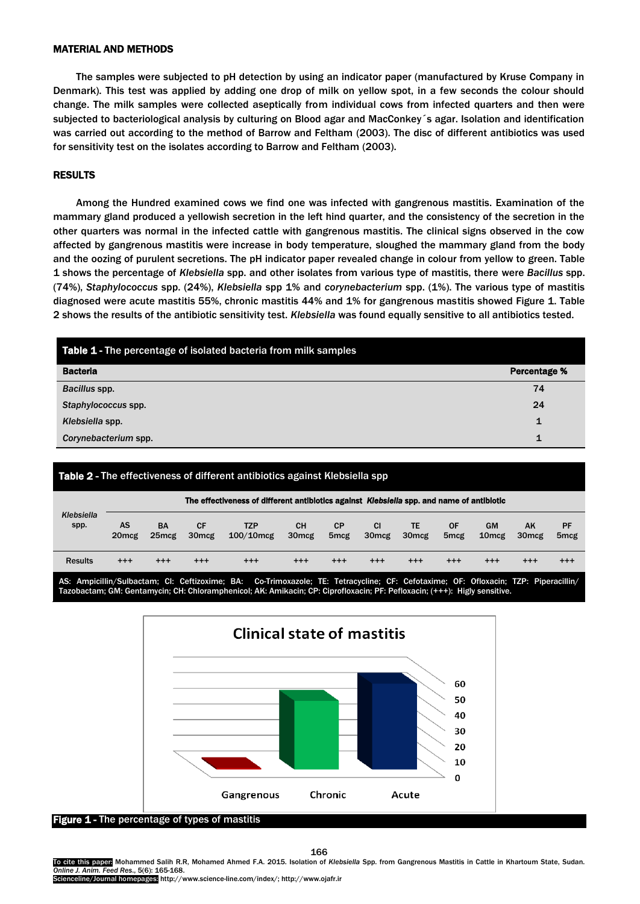## MATERIAL AND METHODS

The samples were subjected to pH detection by using an indicator paper (manufactured by Kruse Company in Denmark). This test was applied by adding one drop of milk on yellow spot, in a few seconds the colour should change. The milk samples were collected aseptically from individual cows from infected quarters and then were subjected to bacteriological analysis by culturing on Blood agar and MacConkey´s agar. Isolation and identification was carried out according to the method of Barrow and Feltham (2003). The disc of different antibiotics was used for sensitivity test on the isolates according to Barrow and Feltham (2003).

## RESULTS

Among the Hundred examined cows we find one was infected with gangrenous mastitis. Examination of the mammary gland produced a yellowish secretion in the left hind quarter, and the consistency of the secretion in the other quarters was normal in the infected cattle with gangrenous mastitis. The clinical signs observed in the cow affected by gangrenous mastitis were increase in body temperature, sloughed the mammary gland from the body and the oozing of purulent secretions. The pH indicator paper revealed change in colour from yellow to green. Table 1 shows the percentage of *Klebsiella* spp. and other isolates from various type of mastitis, there were *Bacillus* spp. (74%), *Staphylococcus* spp. (24%), *Klebsiella* spp 1% and *corynebacterium* spp. (1%). The various type of mastitis diagnosed were acute mastitis 55%, chronic mastitis 44% and 1% for gangrenous mastitis showed Figure 1. Table 2 shows the results of the antibiotic sensitivity test. *Klebsiella* was found equally sensitive to all antibiotics tested.

**Table 1 -** The percentage of isolated bacteria from milk samples

| Bacteria | Percentage % |
|---|---|
| *Bacillus* spp. | 74 |
| *Staphylococcus* spp. | 24 |
| *Klebsiella* spp. | 1 |
| *Corynebacterium* spp. | 1 |

**Table 2 -** The effectiveness of different antibiotics against Klebsiella spp

| *Klebsiella* spp. | The effectiveness of different antibiotics against *Klebsiella* spp. and name of antibiotic | | | | | | | | | | | |
|---|---|---|---|---|---|---|---|---|---|---|---|---|
| | AS 20mcg | BA 25mcg | CF 30mcg | TZP 100/10mcg | CH 30mcg | CP 5mcg | CI 30mcg | TE 30mcg | OF 5mcg | GM 10mcg | AK 30mcg | PF 5mcg |
| Results | +++ | +++ | +++ | +++ | +++ | +++ | +++ | +++ | +++ | +++ | +++ | +++ |

AS: Ampicillin/Sulbactam; CI: Ceftizoxime; BA: Co-Trimoxazole; TE: Tetracycline; CF: Cefotaxime; OF: Ofloxacin; TZP: Piperacillin/ Tazobactam; GM: Gentamycin; CH: Chloramphenicol; AK: Amikacin; CP: Ciprofloxacin; PF: Pefloxacin; (+++): Higly sensitive.

**Figure 1 -** The percentage of types of mastitis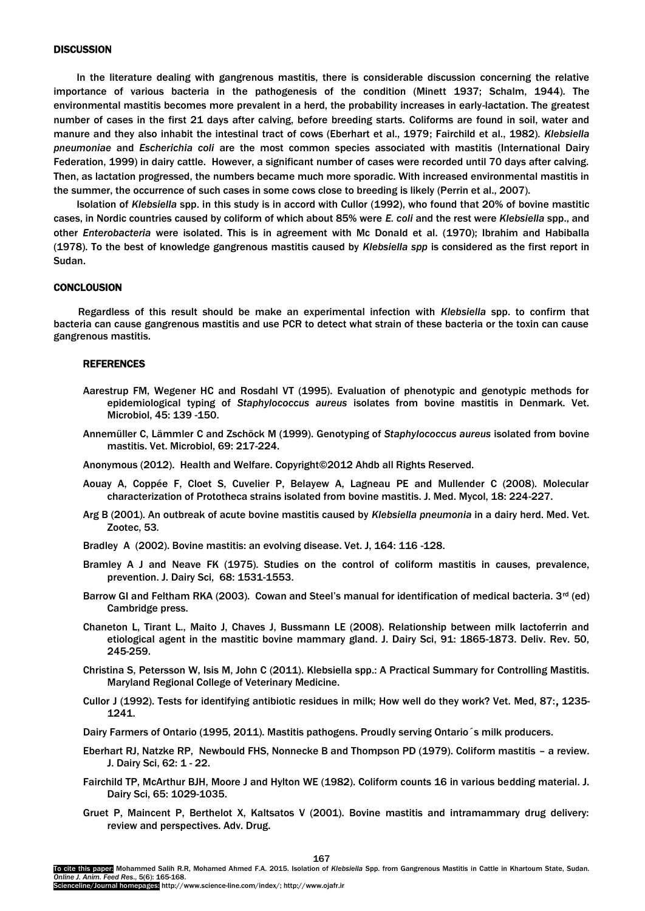## DISCUSSION

In the literature dealing with gangrenous mastitis, there is considerable discussion concerning the relative importance of various bacteria in the pathogenesis of the condition (Minett 1937; Schalm, 1944). The environmental mastitis becomes more prevalent in a herd, the probability increases in early-lactation. The greatest number of cases in the first 21 days after calving, before breeding starts. Coliforms are found in soil, water and manure and they also inhabit the intestinal tract of cows (Eberhart et al., 1979; Fairchild et al., 1982). *Klebsiella pneumoniae* and *Escherichia coli* are the most common species associated with mastitis (International Dairy Federation, 1999) in dairy cattle. However, a significant number of cases were recorded until 70 days after calving. Then, as lactation progressed, the numbers became much more sporadic. With increased environmental mastitis in the summer, the occurrence of such cases in some cows close to breeding is likely (Perrin et al., 2007).

Isolation of *Klebsiella* spp. in this study is in accord with Cullor (1992), who found that 20% of bovine mastitic cases, in Nordic countries caused by coliform of which about 85% were *E. coli* and the rest were *Klebsiella* spp., and other *Enterobacteria* were isolated. This is in agreement with Mc Donald et al. (1970); Ibrahim and Habiballa (1978). To the best of knowledge gangrenous mastitis caused by *Klebsiella spp* is considered as the first report in Sudan.

## CONCLOUSION

Regardless of this result should be make an experimental infection with *Klebsiella* spp. to confirm that bacteria can cause gangrenous mastitis and use PCR to detect what strain of these bacteria or the toxin can cause gangrenous mastitis.

## REFERENCES

Aarestrup FM, Wegener HC and Rosdahl VT (1995). Evaluation of phenotypic and genotypic methods for epidemiological typing of *Staphylococcus aureus* isolates from bovine mastitis in Denmark. Vet. Microbiol, 45: 139 -150.

Annemüller C, Lämmler C and Zschöck M (1999). Genotyping of *Staphylococcus aureus* isolated from bovine mastitis. Vet. Microbiol, 69: 217-224.

Anonymous (2012). Health and Welfare. Copyright©2012 Ahdb all Rights Reserved.

Aouay A, Coppée F, Cloet S, Cuvelier P, Belayew A, Lagneau PE and Mullender C (2008). Molecular characterization of Prototheca strains isolated from bovine mastitis. J. Med. Mycol, 18: 224-227.

Arg B (2001). An outbreak of acute bovine mastitis caused by *Klebsiella pneumonia* in a dairy herd. Med. Vet. Zootec, 53.

Bradley A (2002). Bovine mastitis: an evolving disease. Vet. J, 164: 116 -128.

Bramley A J and Neave FK (1975). Studies on the control of coliform mastitis in causes, prevalence, prevention. J. Dairy Sci, 68: 1531-1553.

Barrow GI and Feltham RKA (2003). Cowan and Steel's manual for identification of medical bacteria. 3rd (ed) Cambridge press.

Chaneton L, Tirant L., Maito J, Chaves J, Bussmann LE (2008). Relationship between milk lactoferrin and etiological agent in the mastitic bovine mammary gland. J. Dairy Sci, 91: 1865-1873. Deliv. Rev. 50, 245-259.

Christina S, Petersson W, Isis M, John C (2011). Klebsiella spp.: A Practical Summary for Controlling Mastitis. Maryland Regional College of Veterinary Medicine.

Cullor J (1992). Tests for identifying antibiotic residues in milk; How well do they work? Vet. Med, 87:, 1235-1241.

Dairy Farmers of Ontario (1995, 2011). Mastitis pathogens. Proudly serving Ontario´s milk producers.

Eberhart RJ, Natzke RP, Newbould FHS, Nonnecke B and Thompson PD (1979). Coliform mastitis – a review. J. Dairy Sci, 62: 1 - 22.

Fairchild TP, McArthur BJH, Moore J and Hylton WE (1982). Coliform counts 16 in various bedding material. J. Dairy Sci, 65: 1029-1035.

Gruet P, Maincent P, Berthelot X, Kaltsatos V (2001). Bovine mastitis and intramammary drug delivery: review and perspectives. Adv. Drug.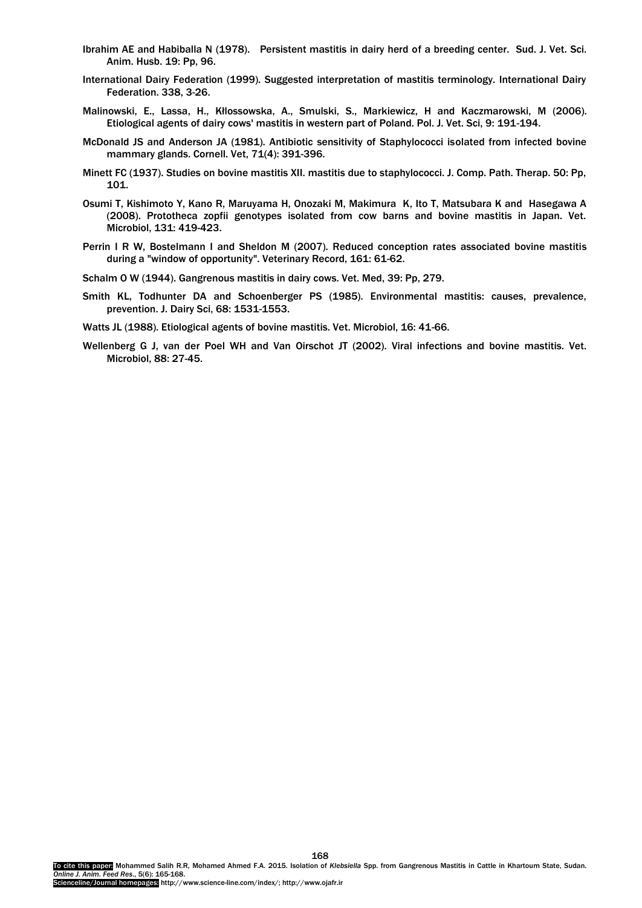Ibrahim AE and Habiballa N (1978). Persistent mastitis in dairy herd of a breeding center. Sud. J. Vet. Sci. Anim. Husb. 19: Pp, 96.

International Dairy Federation (1999). Suggested interpretation of mastitis terminology. International Dairy Federation. 338, 3-26.

Malinowski, E., Lassa, H., Kłlossowska, A., Smulski, S., Markiewicz, H and Kaczmarowski, M (2006). Etiological agents of dairy cows' mastitis in western part of Poland. Pol. J. Vet. Sci, 9: 191-194.

McDonald JS and Anderson JA (1981). Antibiotic sensitivity of Staphylococci isolated from infected bovine mammary glands. Cornell. Vet, 71(4): 391-396.

Minett FC (1937). Studies on bovine mastitis XII. mastitis due to staphylococci. J. Comp. Path. Therap. 50: Pp, 101.

Osumi T, Kishimoto Y, Kano R, Maruyama H, Onozaki M, Makimura K, Ito T, Matsubara K and Hasegawa A (2008). Prototheca zopfii genotypes isolated from cow barns and bovine mastitis in Japan. Vet. Microbiol, 131: 419-423.

Perrin I R W, Bostelmann I and Sheldon M (2007). Reduced conception rates associated bovine mastitis during a "window of opportunity". Veterinary Record, 161: 61-62.

Schalm O W (1944). Gangrenous mastitis in dairy cows. Vet. Med, 39: Pp, 279.

Smith KL, Todhunter DA and Schoenberger PS (1985). Environmental mastitis: causes, prevalence, prevention. J. Dairy Sci, 68: 1531-1553.

Watts JL (1988). Etiological agents of bovine mastitis. Vet. Microbiol, 16: 41-66.

Wellenberg G J, van der Poel WH and Van Oirschot JT (2002). Viral infections and bovine mastitis. Vet. Microbiol, 88: 27-45.